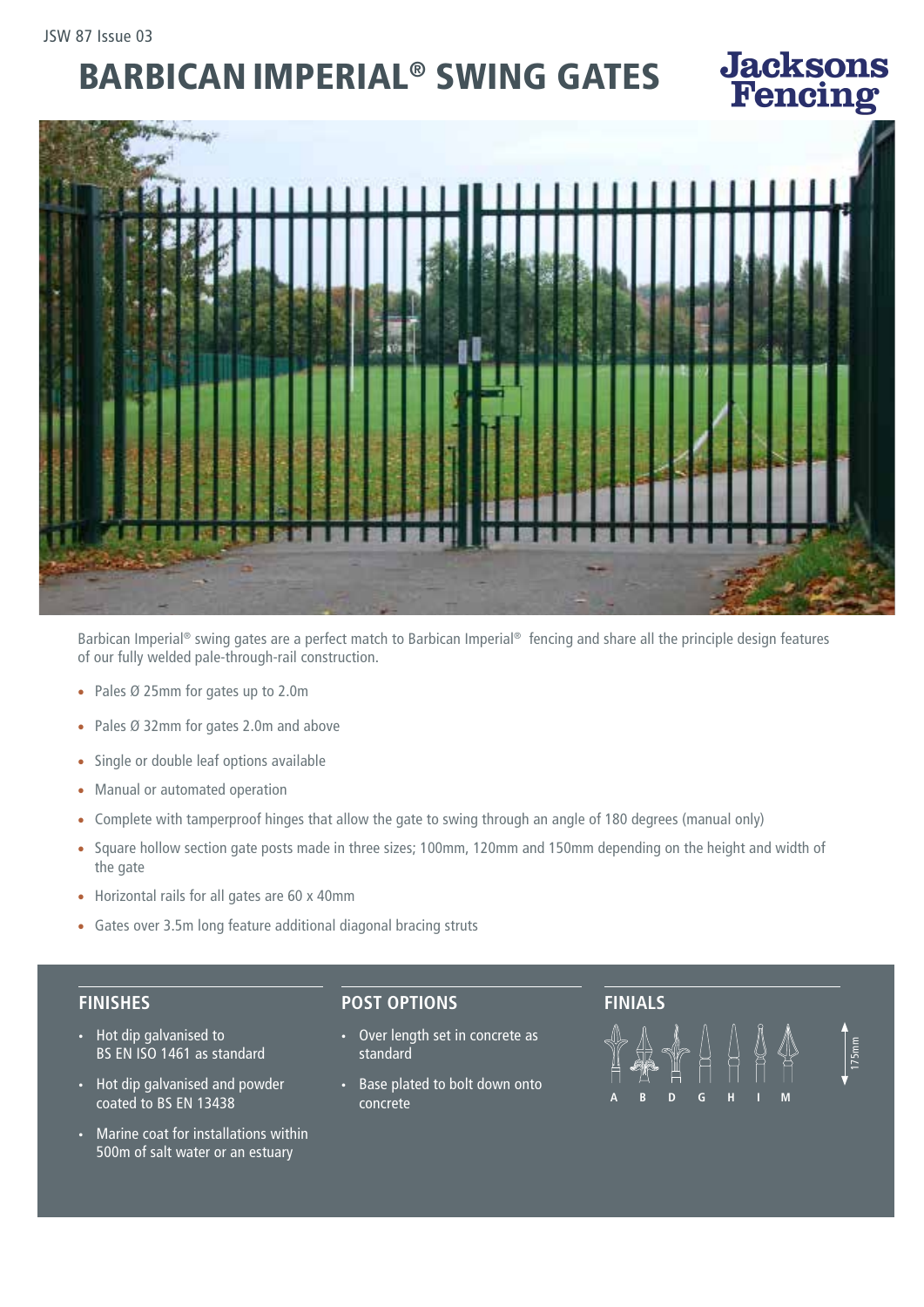JSW 87 Issue 03

# BARBICAN IMPERIAL® SWING GATES

Jacksons Fencing

Barbican Imperial® swing gates are a perfect match to Barbican Imperial® fencing and share all the principle design features of our fully welded pale-through-rail construction.

- Pales Ø 25mm for gates up to 2.0m
- Pales Ø 32mm for gates 2.0m and above
- Single or double leaf options available
- Manual or automated operation
- Complete with tamperproof hinges that allow the gate to swing through an angle of 180 degrees (manual only)
- Square hollow section gate posts made in three sizes; 100mm, 120mm and 150mm depending on the height and width of the gate
- Horizontal rails for all gates are 60 x 40mm
- Gates over 3.5m long feature additional diagonal bracing struts

## FINISHES

- Hot dip galvanised to BS EN ISO 1461 as standard
- Hot dip galvanised and powder coated to BS EN 13438
- Marine coat for installations within 500m of salt water or an estuary

## POST OPTIONS

- Over length set in concrete as standard
- Base plated to bolt down onto concrete

## FINIALS

A B D G H I M

175mm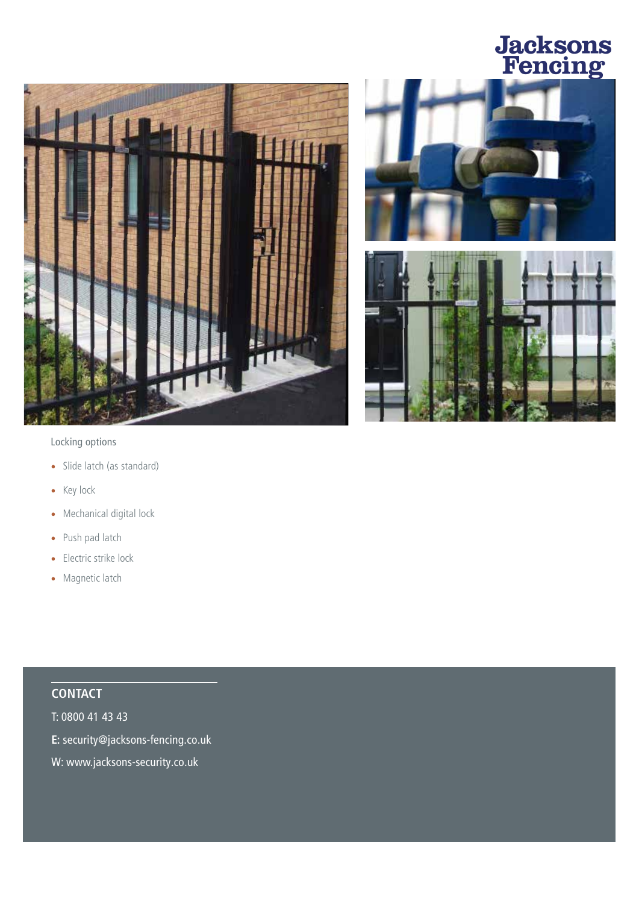Locking options

- Slide latch (as standard)
- Key lock
- Mechanical digital lock
- Push pad latch
- Electric strike lock
- Magnetic latch

## CONTACT

T: 0800 41 43 43

**E:** security@jacksons-fencing.co.uk

W: www.jacksons-security.co.uk